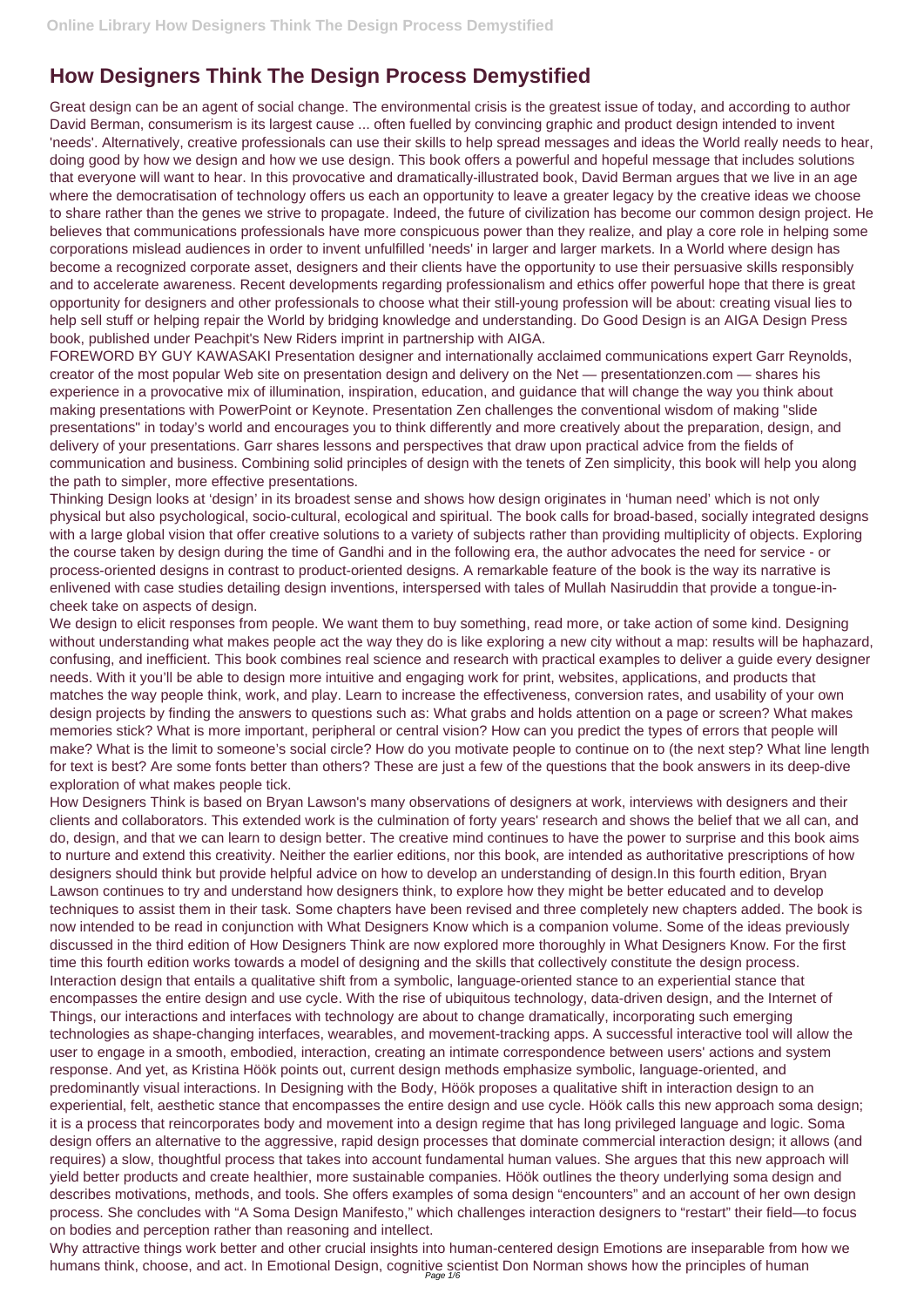# How Designers Think The Design Process Demystified

Great design can be an agent of social change. The environmental crisis is the greatest issue of today, and according to author David Berman, consumerism is its largest cause ... often fuelled by convincing graphic and product design intended to invent 'needs'. Alternatively, creative professionals can use their skills to help spread messages and ideas the World really needs to hear, doing good by how we design and how we use design. This book offers a powerful and hopeful message that includes solutions that everyone will want to hear. In this provocative and dramatically-illustrated book, David Berman argues that we live in an age where the democratisation of technology offers us each an opportunity to leave a greater legacy by the creative ideas we choose to share rather than the genes we strive to propagate. Indeed, the future of civilization has become our common design project. He believes that communications professionals have more conspicuous power than they realize, and play a core role in helping some corporations mislead audiences in order to invent unfulfilled 'needs' in larger and larger markets. In a World where design has become a recognized corporate asset, designers and their clients have the opportunity to use their persuasive skills responsibly and to accelerate awareness. Recent developments regarding professionalism and ethics offer powerful hope that there is great opportunity for designers and other professionals to choose what their still-young profession will be about: creating visual lies to help sell stuff or helping repair the World by bridging knowledge and understanding. Do Good Design is an AIGA Design Press book, published under Peachpit's New Riders imprint in partnership with AIGA.

FOREWORD BY GUY KAWASAKI Presentation designer and internationally acclaimed communications expert Garr Reynolds, creator of the most popular Web site on presentation design and delivery on the Net — presentationzen.com — shares his experience in a provocative mix of illumination, inspiration, education, and guidance that will change the way you think about making presentations with PowerPoint or Keynote. Presentation Zen challenges the conventional wisdom of making "slide presentations" in today's world and encourages you to think differently and more creatively about the preparation, design, and delivery of your presentations. Garr shares lessons and perspectives that draw upon practical advice from the fields of communication and business. Combining solid principles of design with the tenets of Zen simplicity, this book will help you along the path to simpler, more effective presentations.

Thinking Design looks at 'design' in its broadest sense and shows how design originates in 'human need' which is not only physical but also psychological, socio-cultural, ecological and spiritual. The book calls for broad-based, socially integrated designs with a large global vision that offer creative solutions to a variety of subjects rather than providing multiplicity of objects. Exploring the course taken by design during the time of Gandhi and in the following era, the author advocates the need for service - or process-oriented designs in contrast to product-oriented designs. A remarkable feature of the book is the way its narrative is enlivened with case studies detailing design inventions, interspersed with tales of Mullah Nasiruddin that provide a tongue-in-cheek take on aspects of design.

We design to elicit responses from people. We want them to buy something, read more, or take action of some kind. Designing without understanding what makes people act the way they do is like exploring a new city without a map: results will be haphazard, confusing, and inefficient. This book combines real science and research with practical examples to deliver a guide every designer needs. With it you'll be able to design more intuitive and engaging work for print, websites, applications, and products that matches the way people think, work, and play. Learn to increase the effectiveness, conversion rates, and usability of your own design projects by finding the answers to questions such as: What grabs and holds attention on a page or screen? What makes memories stick? What is more important, peripheral or central vision? How can you predict the types of errors that people will make? What is the limit to someone's social circle? How do you motivate people to continue on to (the next step? What line length for text is best? Are some fonts better than others? These are just a few of the questions that the book answers in its deep-dive exploration of what makes people tick.

How Designers Think is based on Bryan Lawson's many observations of designers at work, interviews with designers and their clients and collaborators. This extended work is the culmination of forty years' research and shows the belief that we all can, and do, design, and that we can learn to design better. The creative mind continues to have the power to surprise and this book aims to nurture and extend this creativity. Neither the earlier editions, nor this book, are intended as authoritative prescriptions of how designers should think but provide helpful advice on how to develop an understanding of design.In this fourth edition, Bryan Lawson continues to try and understand how designers think, to explore how they might be better educated and to develop techniques to assist them in their task. Some chapters have been revised and three completely new chapters added. The book is now intended to be read in conjunction with What Designers Know which is a companion volume. Some of the ideas previously discussed in the third edition of How Designers Think are now explored more thoroughly in What Designers Know. For the first time this fourth edition works towards a model of designing and the skills that collectively constitute the design process.

Interaction design that entails a qualitative shift from a symbolic, language-oriented stance to an experiential stance that encompasses the entire design and use cycle. With the rise of ubiquitous technology, data-driven design, and the Internet of Things, our interactions and interfaces with technology are about to change dramatically, incorporating such emerging technologies as shape-changing interfaces, wearables, and movement-tracking apps. A successful interactive tool will allow the user to engage in a smooth, embodied, interaction, creating an intimate correspondence between users' actions and system response. And yet, as Kristina Höök points out, current design methods emphasize symbolic, language-oriented, and predominantly visual interactions. In Designing with the Body, Höök proposes a qualitative shift in interaction design to an experiential, felt, aesthetic stance that encompasses the entire design and use cycle. Höök calls this new approach soma design; it is a process that reincorporates body and movement into a design regime that has long privileged language and logic. Soma design offers an alternative to the aggressive, rapid design processes that dominate commercial interaction design; it allows (and requires) a slow, thoughtful process that takes into account fundamental human values. She argues that this new approach will yield better products and create healthier, more sustainable companies. Höök outlines the theory underlying soma design and describes motivations, methods, and tools. She offers examples of soma design "encounters" and an account of her own design process. She concludes with "A Soma Design Manifesto," which challenges interaction designers to "restart" their field—to focus on bodies and perception rather than reasoning and intellect.

Why attractive things work better and other crucial insights into human-centered design Emotions are inseparable from how we humans think, choose, and act. In Emotional Design, cognitive scientist Don Norman shows how the principles of human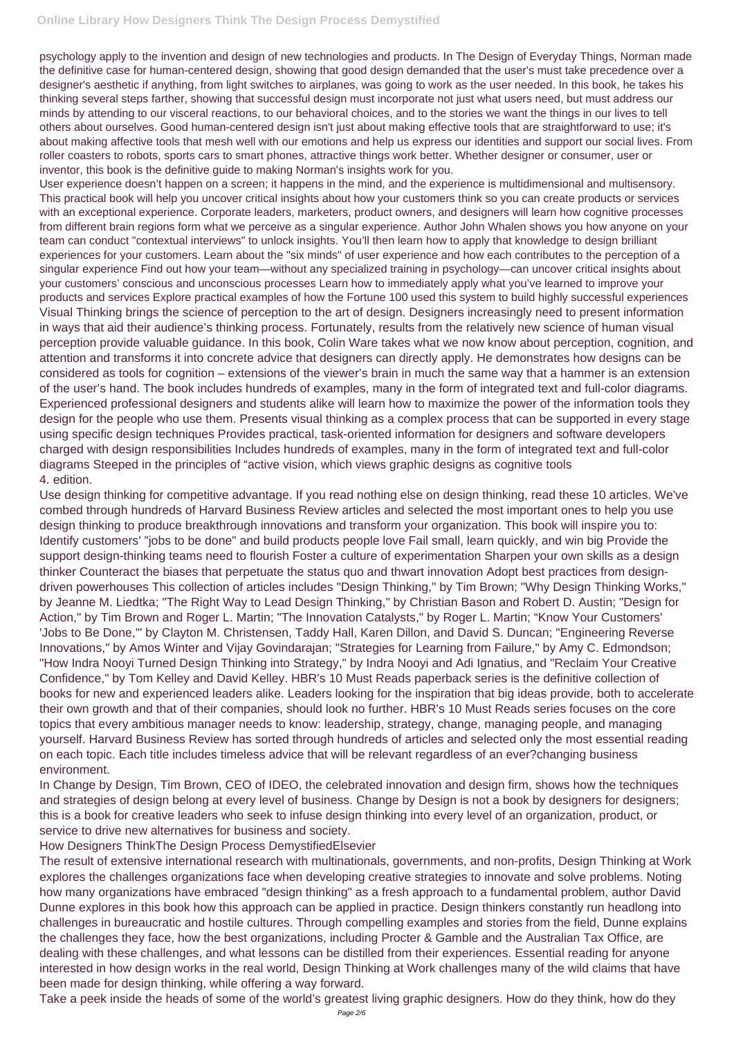psychology apply to the invention and design of new technologies and products. In The Design of Everyday Things, Norman made the definitive case for human-centered design, showing that good design demanded that the user's must take precedence over a designer's aesthetic if anything, from light switches to airplanes, was going to work as the user needed. In this book, he takes his thinking several steps farther, showing that successful design must incorporate not just what users need, but must address our minds by attending to our visceral reactions, to our behavioral choices, and to the stories we want the things in our lives to tell others about ourselves. Good human-centered design isn't just about making effective tools that are straightforward to use; it's about making affective tools that mesh well with our emotions and help us express our identities and support our social lives. From roller coasters to robots, sports cars to smart phones, attractive things work better. Whether designer or consumer, user or inventor, this book is the definitive guide to making Norman's insights work for you.

User experience doesn't happen on a screen; it happens in the mind, and the experience is multidimensional and multisensory. This practical book will help you uncover critical insights about how your customers think so you can create products or services with an exceptional experience. Corporate leaders, marketers, product owners, and designers will learn how cognitive processes from different brain regions form what we perceive as a singular experience. Author John Whalen shows you how anyone on your team can conduct "contextual interviews" to unlock insights. You'll then learn how to apply that knowledge to design brilliant experiences for your customers. Learn about the "six minds" of user experience and how each contributes to the perception of a singular experience Find out how your team—without any specialized training in psychology—can uncover critical insights about your customers' conscious and unconscious processes Learn how to immediately apply what you've learned to improve your products and services Explore practical examples of how the Fortune 100 used this system to build highly successful experiences

Visual Thinking brings the science of perception to the art of design. Designers increasingly need to present information in ways that aid their audience's thinking process. Fortunately, results from the relatively new science of human visual perception provide valuable guidance. In this book, Colin Ware takes what we now know about perception, cognition, and attention and transforms it into concrete advice that designers can directly apply. He demonstrates how designs can be considered as tools for cognition – extensions of the viewer's brain in much the same way that a hammer is an extension of the user's hand. The book includes hundreds of examples, many in the form of integrated text and full-color diagrams. Experienced professional designers and students alike will learn how to maximize the power of the information tools they design for the people who use them. Presents visual thinking as a complex process that can be supported in every stage using specific design techniques Provides practical, task-oriented information for designers and software developers charged with design responsibilities Includes hundreds of examples, many in the form of integrated text and full-color diagrams Steeped in the principles of "active vision, which views graphic designs as cognitive tools

4. edition.

Use design thinking for competitive advantage. If you read nothing else on design thinking, read these 10 articles. We've combed through hundreds of Harvard Business Review articles and selected the most important ones to help you use design thinking to produce breakthrough innovations and transform your organization. This book will inspire you to: Identify customers' "jobs to be done" and build products people love Fail small, learn quickly, and win big Provide the support design-thinking teams need to flourish Foster a culture of experimentation Sharpen your own skills as a design thinker Counteract the biases that perpetuate the status quo and thwart innovation Adopt best practices from design-driven powerhouses This collection of articles includes "Design Thinking," by Tim Brown; "Why Design Thinking Works," by Jeanne M. Liedtka; "The Right Way to Lead Design Thinking," by Christian Bason and Robert D. Austin; "Design for Action," by Tim Brown and Roger L. Martin; "The Innovation Catalysts," by Roger L. Martin; "Know Your Customers' 'Jobs to Be Done,'" by Clayton M. Christensen, Taddy Hall, Karen Dillon, and David S. Duncan; "Engineering Reverse Innovations," by Amos Winter and Vijay Govindarajan; "Strategies for Learning from Failure," by Amy C. Edmondson; "How Indra Nooyi Turned Design Thinking into Strategy," by Indra Nooyi and Adi Ignatius, and "Reclaim Your Creative Confidence," by Tom Kelley and David Kelley. HBR's 10 Must Reads paperback series is the definitive collection of books for new and experienced leaders alike. Leaders looking for the inspiration that big ideas provide, both to accelerate their own growth and that of their companies, should look no further. HBR's 10 Must Reads series focuses on the core topics that every ambitious manager needs to know: leadership, strategy, change, managing people, and managing yourself. Harvard Business Review has sorted through hundreds of articles and selected only the most essential reading on each topic. Each title includes timeless advice that will be relevant regardless of an ever?changing business environment.

In Change by Design, Tim Brown, CEO of IDEO, the celebrated innovation and design firm, shows how the techniques and strategies of design belong at every level of business. Change by Design is not a book by designers for designers; this is a book for creative leaders who seek to infuse design thinking into every level of an organization, product, or service to drive new alternatives for business and society.

How Designers ThinkThe Design Process DemystifiedElsevier

The result of extensive international research with multinationals, governments, and non-profits, Design Thinking at Work explores the challenges organizations face when developing creative strategies to innovate and solve problems. Noting how many organizations have embraced "design thinking" as a fresh approach to a fundamental problem, author David Dunne explores in this book how this approach can be applied in practice. Design thinkers constantly run headlong into challenges in bureaucratic and hostile cultures. Through compelling examples and stories from the field, Dunne explains the challenges they face, how the best organizations, including Procter & Gamble and the Australian Tax Office, are dealing with these challenges, and what lessons can be distilled from their experiences. Essential reading for anyone interested in how design works in the real world, Design Thinking at Work challenges many of the wild claims that have been made for design thinking, while offering a way forward.

Take a peek inside the heads of some of the world's greatest living graphic designers. How do they think, how do they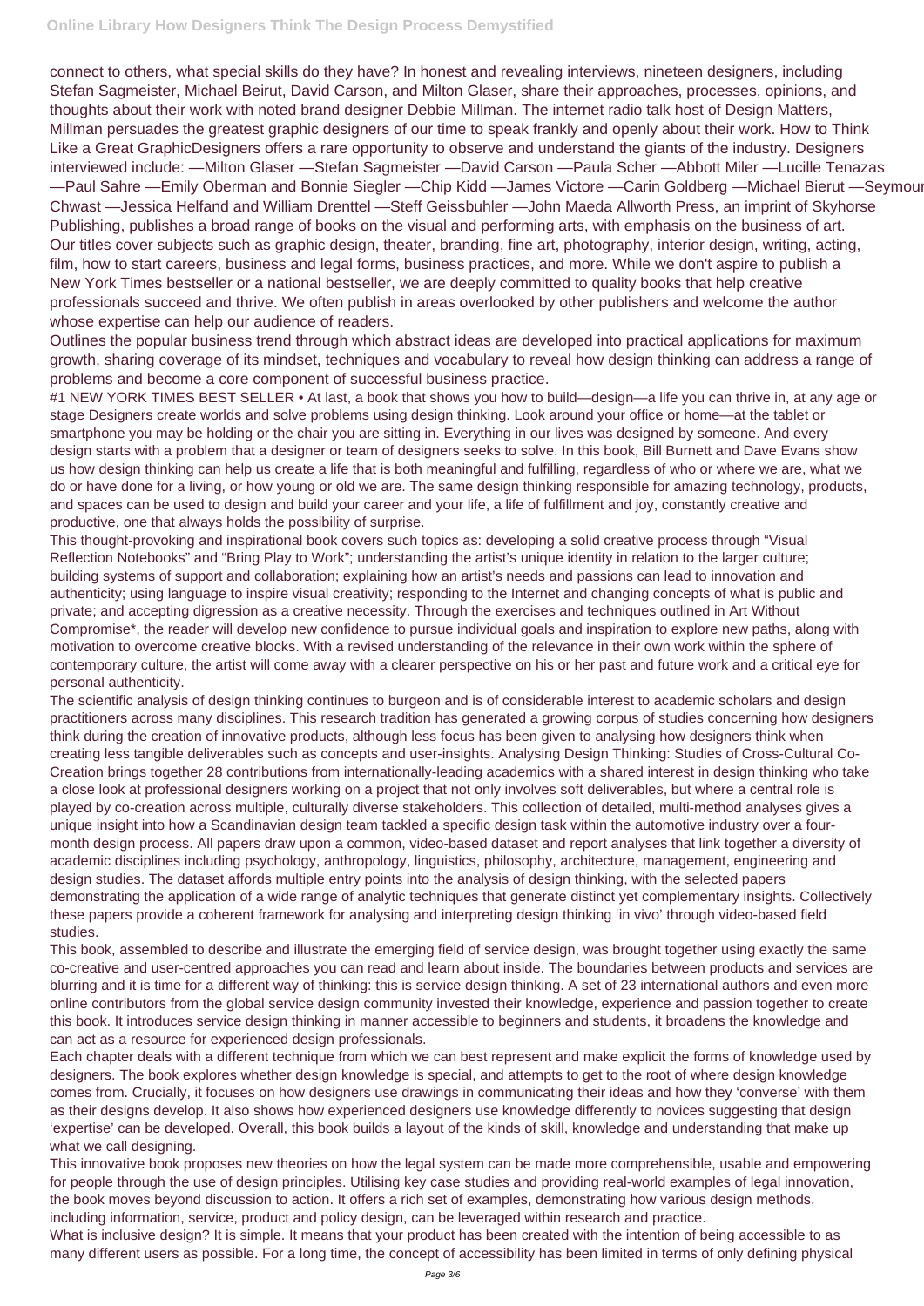connect to others, what special skills do they have? In honest and revealing interviews, nineteen designers, including Stefan Sagmeister, Michael Beirut, David Carson, and Milton Glaser, share their approaches, processes, opinions, and thoughts about their work with noted brand designer Debbie Millman. The internet radio talk host of Design Matters, Millman persuades the greatest graphic designers of our time to speak frankly and openly about their work. How to Think Like a Great GraphicDesigners offers a rare opportunity to observe and understand the giants of the industry. Designers interviewed include: —Milton Glaser —Stefan Sagmeister —David Carson —Paula Scher —Abbott Miler —Lucille Tenazas —Paul Sahre —Emily Oberman and Bonnie Siegler —Chip Kidd —James Victore —Carin Goldberg —Michael Bierut —Seymour Chwast —Jessica Helfand and William Drenttel —Steff Geissbuhler —John Maeda Allworth Press, an imprint of Skyhorse Publishing, publishes a broad range of books on the visual and performing arts, with emphasis on the business of art. Our titles cover subjects such as graphic design, theater, branding, fine art, photography, interior design, writing, acting, film, how to start careers, business and legal forms, business practices, and more. While we don't aspire to publish a New York Times bestseller or a national bestseller, we are deeply committed to quality books that help creative professionals succeed and thrive. We often publish in areas overlooked by other publishers and welcome the author whose expertise can help our audience of readers.

Outlines the popular business trend through which abstract ideas are developed into practical applications for maximum growth, sharing coverage of its mindset, techniques and vocabulary to reveal how design thinking can address a range of problems and become a core component of successful business practice.

#1 NEW YORK TIMES BEST SELLER • At last, a book that shows you how to build—design—a life you can thrive in, at any age or stage Designers create worlds and solve problems using design thinking. Look around your office or home—at the tablet or smartphone you may be holding or the chair you are sitting in. Everything in our lives was designed by someone. And every design starts with a problem that a designer or team of designers seeks to solve. In this book, Bill Burnett and Dave Evans show us how design thinking can help us create a life that is both meaningful and fulfilling, regardless of who or where we are, what we do or have done for a living, or how young or old we are. The same design thinking responsible for amazing technology, products, and spaces can be used to design and build your career and your life, a life of fulfillment and joy, constantly creative and productive, one that always holds the possibility of surprise.

This thought-provoking and inspirational book covers such topics as: developing a solid creative process through "Visual Reflection Notebooks" and "Bring Play to Work"; understanding the artist's unique identity in relation to the larger culture; building systems of support and collaboration; explaining how an artist's needs and passions can lead to innovation and authenticity; using language to inspire visual creativity; responding to the Internet and changing concepts of what is public and private; and accepting digression as a creative necessity. Through the exercises and techniques outlined in Art Without Compromise*, the reader will develop new confidence to pursue individual goals and inspiration to explore new paths, along with motivation to overcome creative blocks. With a revised understanding of the relevance in their own work within the sphere of contemporary culture, the artist will come away with a clearer perspective on his or her past and future work and a critical eye for personal authenticity.

The scientific analysis of design thinking continues to burgeon and is of considerable interest to academic scholars and design practitioners across many disciplines. This research tradition has generated a growing corpus of studies concerning how designers think during the creation of innovative products, although less focus has been given to analysing how designers think when creating less tangible deliverables such as concepts and user-insights. Analysing Design Thinking: Studies of Cross-Cultural Co-Creation brings together 28 contributions from internationally-leading academics with a shared interest in design thinking who take a close look at professional designers working on a project that not only involves soft deliverables, but where a central role is played by co-creation across multiple, culturally diverse stakeholders. This collection of detailed, multi-method analyses gives a unique insight into how a Scandinavian design team tackled a specific design task within the automotive industry over a four-month design process. All papers draw upon a common, video-based dataset and report analyses that link together a diversity of academic disciplines including psychology, anthropology, linguistics, philosophy, architecture, management, engineering and design studies. The dataset affords multiple entry points into the analysis of design thinking, with the selected papers demonstrating the application of a wide range of analytic techniques that generate distinct yet complementary insights. Collectively these papers provide a coherent framework for analysing and interpreting design thinking 'in vivo' through video-based field studies.

This book, assembled to describe and illustrate the emerging field of service design, was brought together using exactly the same co-creative and user-centred approaches you can read and learn about inside. The boundaries between products and services are blurring and it is time for a different way of thinking: this is service design thinking. A set of 23 international authors and even more online contributors from the global service design community invested their knowledge, experience and passion together to create this book. It introduces service design thinking in manner accessible to beginners and students, it broadens the knowledge and can act as a resource for experienced design professionals.

Each chapter deals with a different technique from which we can best represent and make explicit the forms of knowledge used by designers. The book explores whether design knowledge is special, and attempts to get to the root of where design knowledge comes from. Crucially, it focuses on how designers use drawings in communicating their ideas and how they 'converse' with them as their designs develop. It also shows how experienced designers use knowledge differently to novices suggesting that design 'expertise' can be developed. Overall, this book builds a layout of the kinds of skill, knowledge and understanding that make up what we call designing.

This innovative book proposes new theories on how the legal system can be made more comprehensible, usable and empowering for people through the use of design principles. Utilising key case studies and providing real-world examples of legal innovation, the book moves beyond discussion to action. It offers a rich set of examples, demonstrating how various design methods, including information, service, product and policy design, can be leveraged within research and practice.

What is inclusive design? It is simple. It means that your product has been created with the intention of being accessible to as many different users as possible. For a long time, the concept of accessibility has been limited in terms of only defining physical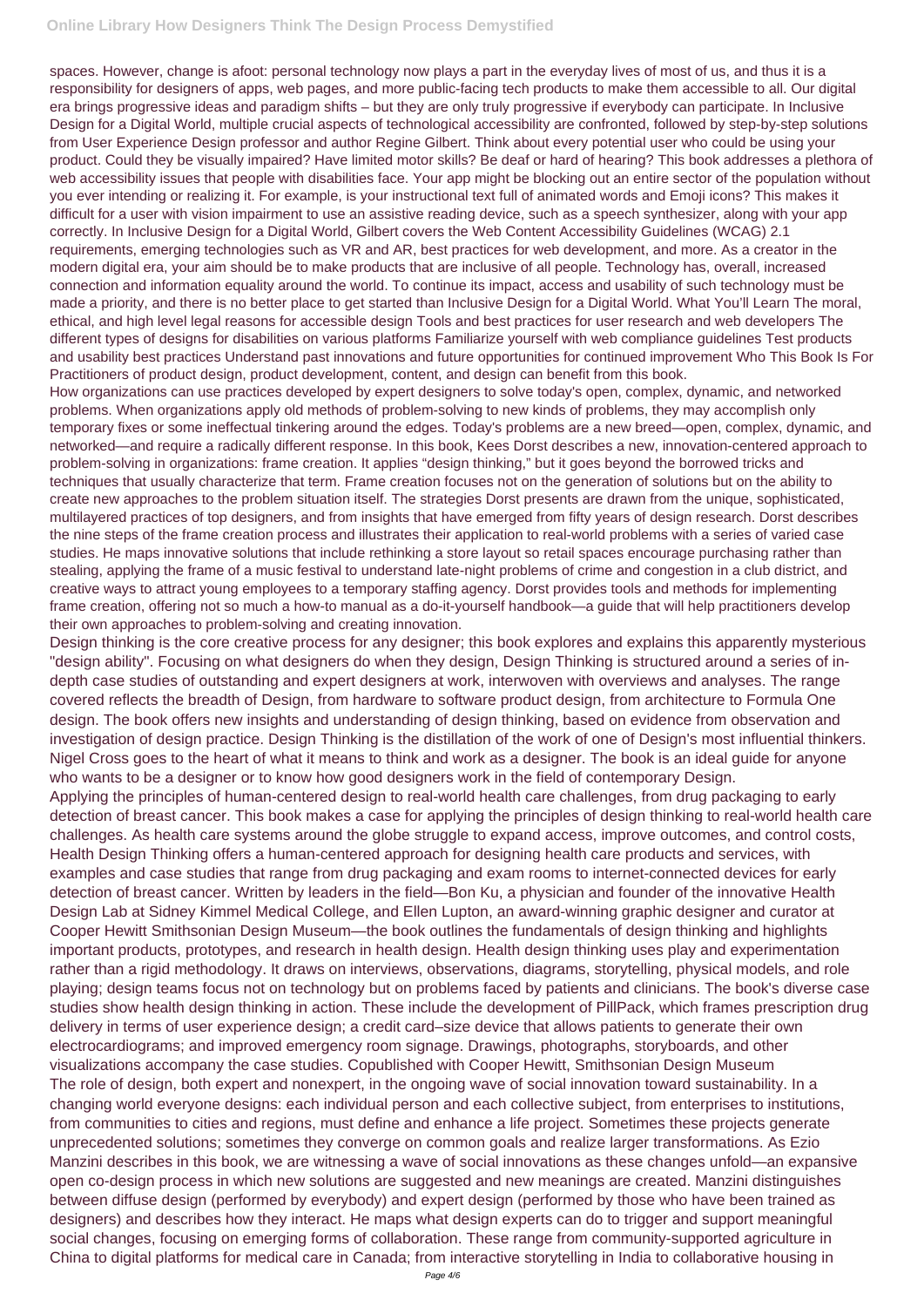spaces. However, change is afoot: personal technology now plays a part in the everyday lives of most of us, and thus it is a responsibility for designers of apps, web pages, and more public-facing tech products to make them accessible to all. Our digital era brings progressive ideas and paradigm shifts – but they are only truly progressive if everybody can participate. In Inclusive Design for a Digital World, multiple crucial aspects of technological accessibility are confronted, followed by step-by-step solutions from User Experience Design professor and author Regine Gilbert. Think about every potential user who could be using your product. Could they be visually impaired? Have limited motor skills? Be deaf or hard of hearing? This book addresses a plethora of web accessibility issues that people with disabilities face. Your app might be blocking out an entire sector of the population without you ever intending or realizing it. For example, is your instructional text full of animated words and Emoji icons? This makes it difficult for a user with vision impairment to use an assistive reading device, such as a speech synthesizer, along with your app correctly. In Inclusive Design for a Digital World, Gilbert covers the Web Content Accessibility Guidelines (WCAG) 2.1 requirements, emerging technologies such as VR and AR, best practices for web development, and more. As a creator in the modern digital era, your aim should be to make products that are inclusive of all people. Technology has, overall, increased connection and information equality around the world. To continue its impact, access and usability of such technology must be made a priority, and there is no better place to get started than Inclusive Design for a Digital World. What You'll Learn The moral, ethical, and high level legal reasons for accessible design Tools and best practices for user research and web developers The different types of designs for disabilities on various platforms Familiarize yourself with web compliance guidelines Test products and usability best practices Understand past innovations and future opportunities for continued improvement Who This Book Is For Practitioners of product design, product development, content, and design can benefit from this book.

How organizations can use practices developed by expert designers to solve today's open, complex, dynamic, and networked problems. When organizations apply old methods of problem-solving to new kinds of problems, they may accomplish only temporary fixes or some ineffectual tinkering around the edges. Today's problems are a new breed—open, complex, dynamic, and networked—and require a radically different response. In this book, Kees Dorst describes a new, innovation-centered approach to problem-solving in organizations: frame creation. It applies "design thinking," but it goes beyond the borrowed tricks and techniques that usually characterize that term. Frame creation focuses not on the generation of solutions but on the ability to create new approaches to the problem situation itself. The strategies Dorst presents are drawn from the unique, sophisticated, multilayered practices of top designers, and from insights that have emerged from fifty years of design research. Dorst describes the nine steps of the frame creation process and illustrates their application to real-world problems with a series of varied case studies. He maps innovative solutions that include rethinking a store layout so retail spaces encourage purchasing rather than stealing, applying the frame of a music festival to understand late-night problems of crime and congestion in a club district, and creative ways to attract young employees to a temporary staffing agency. Dorst provides tools and methods for implementing frame creation, offering not so much a how-to manual as a do-it-yourself handbook—a guide that will help practitioners develop their own approaches to problem-solving and creating innovation.

Design thinking is the core creative process for any designer; this book explores and explains this apparently mysterious "design ability". Focusing on what designers do when they design, Design Thinking is structured around a series of in-depth case studies of outstanding and expert designers at work, interwoven with overviews and analyses. The range covered reflects the breadth of Design, from hardware to software product design, from architecture to Formula One design. The book offers new insights and understanding of design thinking, based on evidence from observation and investigation of design practice. Design Thinking is the distillation of the work of one of Design's most influential thinkers. Nigel Cross goes to the heart of what it means to think and work as a designer. The book is an ideal guide for anyone who wants to be a designer or to know how good designers work in the field of contemporary Design.

Applying the principles of human-centered design to real-world health care challenges, from drug packaging to early detection of breast cancer. This book makes a case for applying the principles of design thinking to real-world health care challenges. As health care systems around the globe struggle to expand access, improve outcomes, and control costs, Health Design Thinking offers a human-centered approach for designing health care products and services, with examples and case studies that range from drug packaging and exam rooms to internet-connected devices for early detection of breast cancer. Written by leaders in the field—Bon Ku, a physician and founder of the innovative Health Design Lab at Sidney Kimmel Medical College, and Ellen Lupton, an award-winning graphic designer and curator at Cooper Hewitt Smithsonian Design Museum—the book outlines the fundamentals of design thinking and highlights important products, prototypes, and research in health design. Health design thinking uses play and experimentation rather than a rigid methodology. It draws on interviews, observations, diagrams, storytelling, physical models, and role playing; design teams focus not on technology but on problems faced by patients and clinicians. The book's diverse case studies show health design thinking in action. These include the development of PillPack, which frames prescription drug delivery in terms of user experience design; a credit card–size device that allows patients to generate their own electrocardiograms; and improved emergency room signage. Drawings, photographs, storyboards, and other visualizations accompany the case studies. Copublished with Cooper Hewitt, Smithsonian Design Museum

The role of design, both expert and nonexpert, in the ongoing wave of social innovation toward sustainability. In a changing world everyone designs: each individual person and each collective subject, from enterprises to institutions, from communities to cities and regions, must define and enhance a life project. Sometimes these projects generate unprecedented solutions; sometimes they converge on common goals and realize larger transformations. As Ezio Manzini describes in this book, we are witnessing a wave of social innovations as these changes unfold—an expansive open co-design process in which new solutions are suggested and new meanings are created. Manzini distinguishes between diffuse design (performed by everybody) and expert design (performed by those who have been trained as designers) and describes how they interact. He maps what design experts can do to trigger and support meaningful social changes, focusing on emerging forms of collaboration. These range from community-supported agriculture in China to digital platforms for medical care in Canada; from interactive storytelling in India to collaborative housing in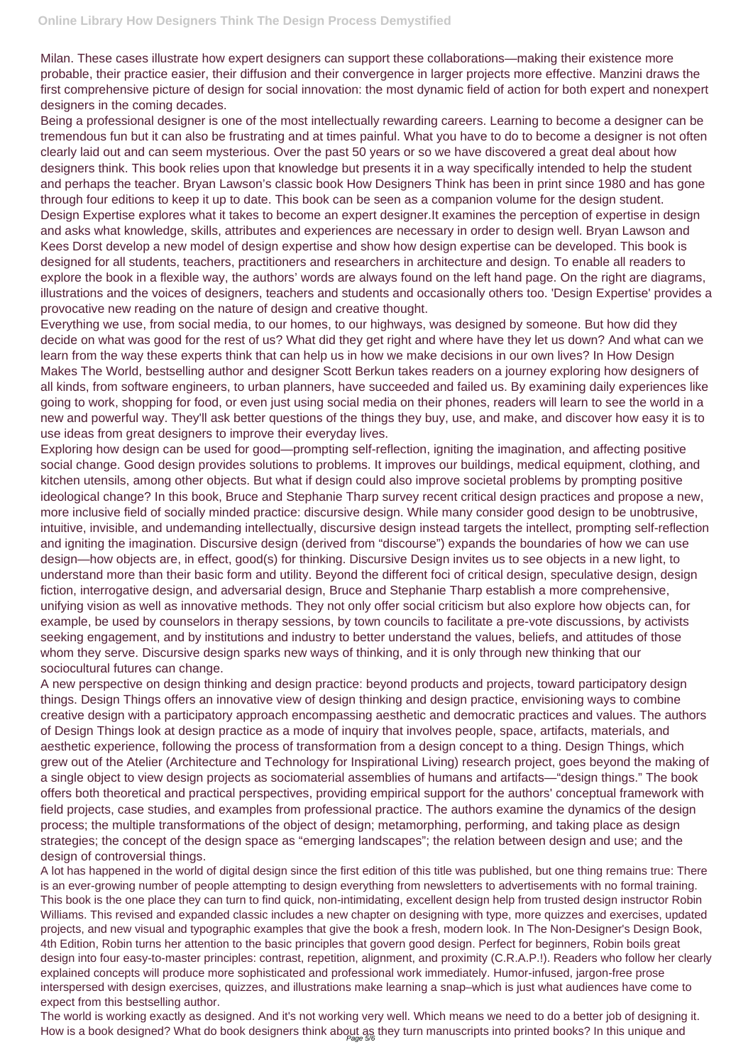Milan. These cases illustrate how expert designers can support these collaborations—making their existence more probable, their practice easier, their diffusion and their convergence in larger projects more effective. Manzini draws the first comprehensive picture of design for social innovation: the most dynamic field of action for both expert and nonexpert designers in the coming decades.

Being a professional designer is one of the most intellectually rewarding careers. Learning to become a designer can be tremendous fun but it can also be frustrating and at times painful. What you have to do to become a designer is not often clearly laid out and can seem mysterious. Over the past 50 years or so we have discovered a great deal about how designers think. This book relies upon that knowledge but presents it in a way specifically intended to help the student and perhaps the teacher. Bryan Lawson's classic book How Designers Think has been in print since 1980 and has gone through four editions to keep it up to date. This book can be seen as a companion volume for the design student. Design Expertise explores what it takes to become an expert designer.It examines the perception of expertise in design and asks what knowledge, skills, attributes and experiences are necessary in order to design well. Bryan Lawson and Kees Dorst develop a new model of design expertise and show how design expertise can be developed. This book is designed for all students, teachers, practitioners and researchers in architecture and design. To enable all readers to explore the book in a flexible way, the authors' words are always found on the left hand page. On the right are diagrams, illustrations and the voices of designers, teachers and students and occasionally others too. 'Design Expertise' provides a provocative new reading on the nature of design and creative thought.

Everything we use, from social media, to our homes, to our highways, was designed by someone. But how did they decide on what was good for the rest of us? What did they get right and where have they let us down? And what can we learn from the way these experts think that can help us in how we make decisions in our own lives? In How Design Makes The World, bestselling author and designer Scott Berkun takes readers on a journey exploring how designers of all kinds, from software engineers, to urban planners, have succeeded and failed us. By examining daily experiences like going to work, shopping for food, or even just using social media on their phones, readers will learn to see the world in a new and powerful way. They'll ask better questions of the things they buy, use, and make, and discover how easy it is to use ideas from great designers to improve their everyday lives.

Exploring how design can be used for good—prompting self-reflection, igniting the imagination, and affecting positive social change. Good design provides solutions to problems. It improves our buildings, medical equipment, clothing, and kitchen utensils, among other objects. But what if design could also improve societal problems by prompting positive ideological change? In this book, Bruce and Stephanie Tharp survey recent critical design practices and propose a new, more inclusive field of socially minded practice: discursive design. While many consider good design to be unobtrusive, intuitive, invisible, and undemanding intellectually, discursive design instead targets the intellect, prompting self-reflection and igniting the imagination. Discursive design (derived from "discourse") expands the boundaries of how we can use design—how objects are, in effect, good(s) for thinking. Discursive Design invites us to see objects in a new light, to understand more than their basic form and utility. Beyond the different foci of critical design, speculative design, design fiction, interrogative design, and adversarial design, Bruce and Stephanie Tharp establish a more comprehensive, unifying vision as well as innovative methods. They not only offer social criticism but also explore how objects can, for example, be used by counselors in therapy sessions, by town councils to facilitate a pre-vote discussions, by activists seeking engagement, and by institutions and industry to better understand the values, beliefs, and attitudes of those whom they serve. Discursive design sparks new ways of thinking, and it is only through new thinking that our sociocultural futures can change.

A new perspective on design thinking and design practice: beyond products and projects, toward participatory design things. Design Things offers an innovative view of design thinking and design practice, envisioning ways to combine creative design with a participatory approach encompassing aesthetic and democratic practices and values. The authors of Design Things look at design practice as a mode of inquiry that involves people, space, artifacts, materials, and aesthetic experience, following the process of transformation from a design concept to a thing. Design Things, which grew out of the Atelier (Architecture and Technology for Inspirational Living) research project, goes beyond the making of a single object to view design projects as sociomaterial assemblies of humans and artifacts—"design things." The book offers both theoretical and practical perspectives, providing empirical support for the authors' conceptual framework with field projects, case studies, and examples from professional practice. The authors examine the dynamics of the design process; the multiple transformations of the object of design; metamorphing, performing, and taking place as design strategies; the concept of the design space as "emerging landscapes"; the relation between design and use; and the design of controversial things.

A lot has happened in the world of digital design since the first edition of this title was published, but one thing remains true: There is an ever-growing number of people attempting to design everything from newsletters to advertisements with no formal training. This book is the one place they can turn to find quick, non-intimidating, excellent design help from trusted design instructor Robin Williams. This revised and expanded classic includes a new chapter on designing with type, more quizzes and exercises, updated projects, and new visual and typographic examples that give the book a fresh, modern look. In The Non-Designer's Design Book, 4th Edition, Robin turns her attention to the basic principles that govern good design. Perfect for beginners, Robin boils great design into four easy-to-master principles: contrast, repetition, alignment, and proximity (C.R.A.P.!). Readers who follow her clearly explained concepts will produce more sophisticated and professional work immediately. Humor-infused, jargon-free prose interspersed with design exercises, quizzes, and illustrations make learning a snap–which is just what audiences have come to expect from this bestselling author.

The world is working exactly as designed. And it's not working very well. Which means we need to do a better job of designing it.

How is a book designed? What do book designers think about as they turn manuscripts into printed books? In this unique and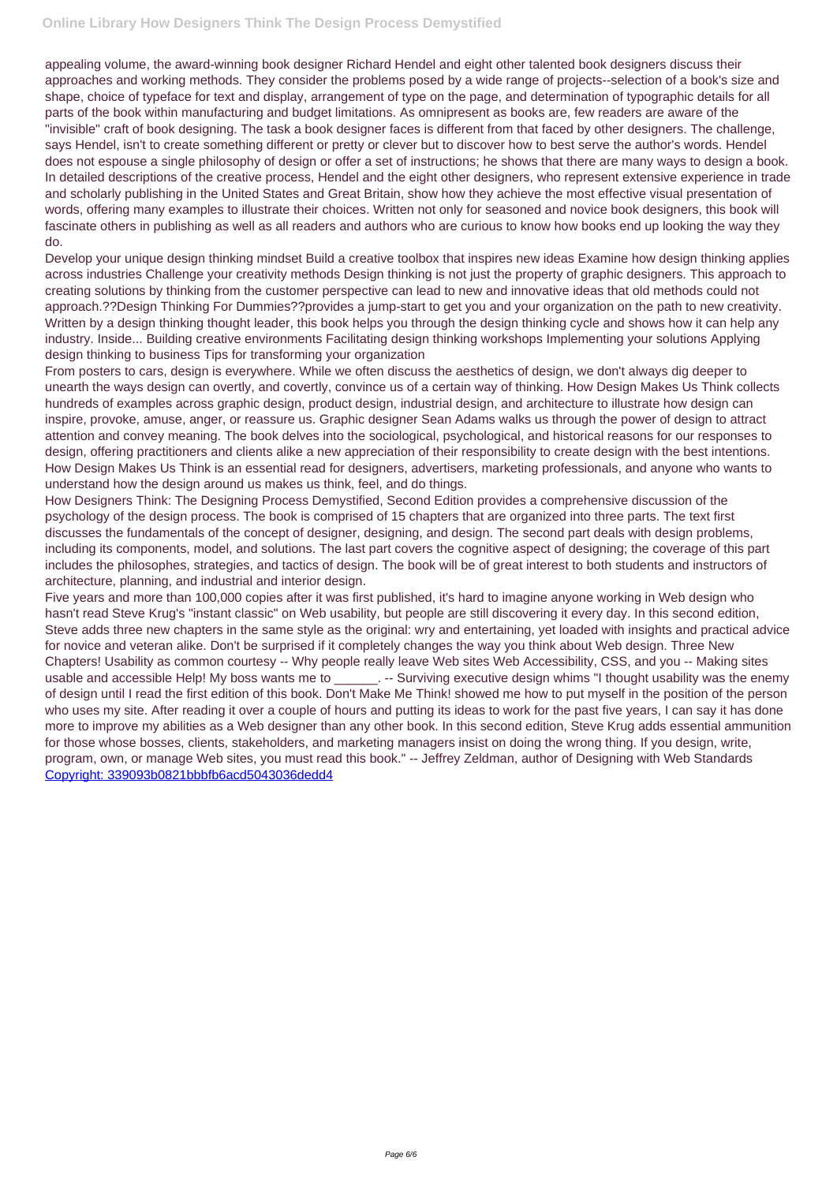appealing volume, the award-winning book designer Richard Hendel and eight other talented book designers discuss their approaches and working methods. They consider the problems posed by a wide range of projects--selection of a book's size and shape, choice of typeface for text and display, arrangement of type on the page, and determination of typographic details for all parts of the book within manufacturing and budget limitations. As omnipresent as books are, few readers are aware of the "invisible" craft of book designing. The task a book designer faces is different from that faced by other designers. The challenge, says Hendel, isn't to create something different or pretty or clever but to discover how to best serve the author's words. Hendel does not espouse a single philosophy of design or offer a set of instructions; he shows that there are many ways to design a book. In detailed descriptions of the creative process, Hendel and the eight other designers, who represent extensive experience in trade and scholarly publishing in the United States and Great Britain, show how they achieve the most effective visual presentation of words, offering many examples to illustrate their choices. Written not only for seasoned and novice book designers, this book will fascinate others in publishing as well as all readers and authors who are curious to know how books end up looking the way they do.

Develop your unique design thinking mindset Build a creative toolbox that inspires new ideas Examine how design thinking applies across industries Challenge your creativity methods Design thinking is not just the property of graphic designers. This approach to creating solutions by thinking from the customer perspective can lead to new and innovative ideas that old methods could not approach.??Design Thinking For Dummies??provides a jump-start to get you and your organization on the path to new creativity. Written by a design thinking thought leader, this book helps you through the design thinking cycle and shows how it can help any industry. Inside... Building creative environments Facilitating design thinking workshops Implementing your solutions Applying design thinking to business Tips for transforming your organization

From posters to cars, design is everywhere. While we often discuss the aesthetics of design, we don't always dig deeper to unearth the ways design can overtly, and covertly, convince us of a certain way of thinking. How Design Makes Us Think collects hundreds of examples across graphic design, product design, industrial design, and architecture to illustrate how design can inspire, provoke, amuse, anger, or reassure us. Graphic designer Sean Adams walks us through the power of design to attract attention and convey meaning. The book delves into the sociological, psychological, and historical reasons for our responses to design, offering practitioners and clients alike a new appreciation of their responsibility to create design with the best intentions. How Design Makes Us Think is an essential read for designers, advertisers, marketing professionals, and anyone who wants to understand how the design around us makes us think, feel, and do things.

How Designers Think: The Designing Process Demystified, Second Edition provides a comprehensive discussion of the psychology of the design process. The book is comprised of 15 chapters that are organized into three parts. The text first discusses the fundamentals of the concept of designer, designing, and design. The second part deals with design problems, including its components, model, and solutions. The last part covers the cognitive aspect of designing; the coverage of this part includes the philosophes, strategies, and tactics of design. The book will be of great interest to both students and instructors of architecture, planning, and industrial and interior design.

Five years and more than 100,000 copies after it was first published, it's hard to imagine anyone working in Web design who hasn't read Steve Krug's "instant classic" on Web usability, but people are still discovering it every day. In this second edition, Steve adds three new chapters in the same style as the original: wry and entertaining, yet loaded with insights and practical advice for novice and veteran alike. Don't be surprised if it completely changes the way you think about Web design. Three New Chapters! Usability as common courtesy -- Why people really leave Web sites Web Accessibility, CSS, and you -- Making sites usable and accessible Help! My boss wants me to ______. -- Surviving executive design whims "I thought usability was the enemy of design until I read the first edition of this book. Don't Make Me Think! showed me how to put myself in the position of the person who uses my site. After reading it over a couple of hours and putting its ideas to work for the past five years, I can say it has done more to improve my abilities as a Web designer than any other book. In this second edition, Steve Krug adds essential ammunition for those whose bosses, clients, stakeholders, and marketing managers insist on doing the wrong thing. If you design, write, program, own, or manage Web sites, you must read this book." -- Jeffrey Zeldman, author of Designing with Web Standards

Copyright: 339093b0821bbbfb6acd5043036dedd4